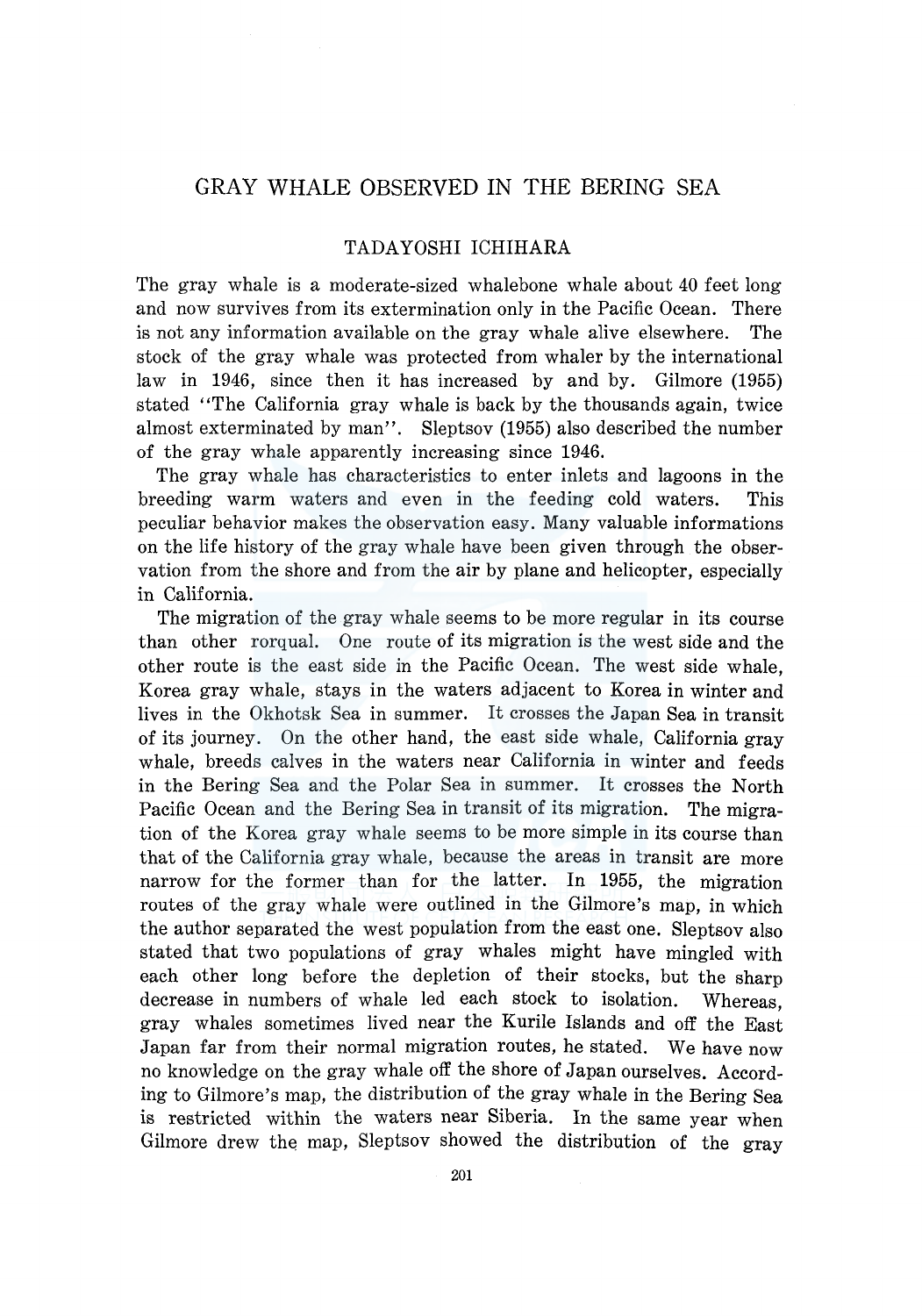# GRAY WHALE OBSERVED IN THE BERING SEA

TADAYOSHI ICHIHARA

The gray whale is a moderate-sized whalebone whale about 40 feet long and now survives from its extermination only in the Pacific Ocean. There is not any information available on the gray whale alive elsewhere. The stock of the gray whale was protected from whaler by the international law in 1946, since then it has increased by and by. Gilmore (1955) stated "The California gray whale is back by the thousands again, twice almost exterminated by man". Sleptsov (1955) also described the number of the gray whale apparently increasing since 1946.

The gray whale has characteristics to enter inlets and lagoons in the breeding warm waters and even in the feeding cold waters. This peculiar behavior makes the observation easy. Many valuable informations on the life history of the gray whale have been given through the observation from the shore and from the air by plane and helicopter, especially in California.

The migration of the gray whale seems to be more regular in its course than other rorqual. One route of its migration is the west side and the other route is the east side in the Pacific Ocean. The west side whale, Korea gray whale, stays in the waters adjacent to Korea in winter and lives in the Okhotsk Sea in summer. It crosses the Japan Sea in transit of its journey. On the other hand, the east side whale, California gray whale, breeds calves in the waters near California in winter and feeds in the Bering Sea and the Polar Sea in summer. It crosses the North Pacific Ocean and the Bering Sea in transit of its migration. The migration of the Korea gray whale seems to be more simple in its course than that of the California gray whale, because the areas in transit are more narrow for the former than for the latter. In 1955, the migration routes of the gray whale were outlined in the Gilmore's map, in which the author separated the west population from the east one. Sleptsov also stated that two populations of gray whales might have mingled with each other long before the depletion of their stocks, but the sharp decrease in numbers of whale led each stock to isolation. Whereas, gray whales sometimes lived near the Kurile Islands and off the East Japan far from their normal migration routes, he stated. We have now no knowledge on the gray whale off the shore of Japan ourselves. According to Gilmore's map, the distribution of the gray whale in the Bering Sea is restricted within the waters near Siberia. In the same year when Gilmore drew the map, Sleptsov showed the distribution of the gray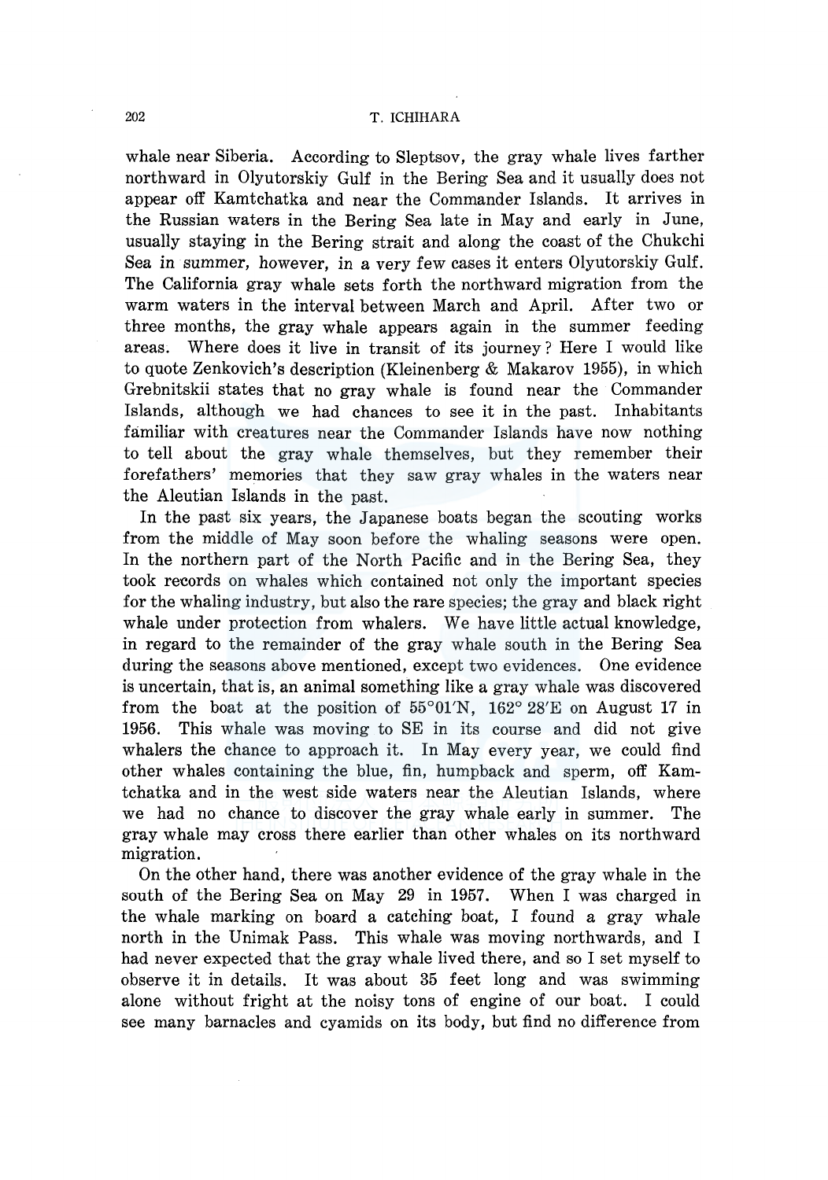whale near Siberia. According to Sleptsov, the gray whale lives farther northward in Olyutorskiy Gulf in the Bering Sea and it usually does not appear off Kamtchatka and near the Commander Islands. It arrives in the Russian waters in the Bering Sea late in May and early in June, usually staying in the Bering strait and along the coast of the Chukchi Sea in summer, however, in a very few cases it enters Olyutorskiy Gulf. The California gray whale sets forth the northward migration from the warm waters in the interval between March and April. After two or three months, the gray whale appears again in the summer feeding areas. Where does it live in transit of its journey? Here I would like to quote Zenkovich's description (Kleinenberg & Makarov 1955), in which Grebnitskii states that no gray whale is found near the Commander Islands, although we had chances to see it in the past. Inhabitants familiar with creatures near the Commander Islands have now nothing to tell about the gray whale themselves, but they remember their forefathers' memories that they saw gray whales in the waters near the Aleutian Islands in the past.

In the past six years, the Japanese boats began the scouting works from the middle of May soon before the whaling seasons were open. In the northern part of the North Pacific and in the Bering Sea, they took records on whales which contained not only the important species for the whaling industry, but also the rare species; the gray and black right whale under protection from whalers. We have little actual knowledge, in regard to the remainder of the gray whale south in the Bering Sea during the seasons above mentioned, except two evidences. One evidence is uncertain, that is, an animal something like a gray whale was discovered from the boat at the position of 55°01'N, 162° 28'E on August 17 in 1956. This whale was moving to SE in its course and did not give whalers the chance to approach it. In May every year, we could find other whales containing the blue, fin, humpback and sperm, off Kamtchatka and in the west side waters near the Aleutian Islands, where we had no chance to discover the gray whale early in summer. The gray whale may cross there earlier than other whales on its northward migration.

On the other hand, there was another evidence of the gray whale in the south of the Bering Sea on May 29 in 1957. When I was charged in the whale marking on board a catching boat, I found a gray whale north in the Unimak Pass. This whale was moving northwards, and I had never expected that the gray whale lived there, and so I set myself to observe it in details. It was about 35 feet long and was swimming alone without fright at the noisy tons of engine of our boat. I could see many barnacles and cyamids on its body, but find no difference from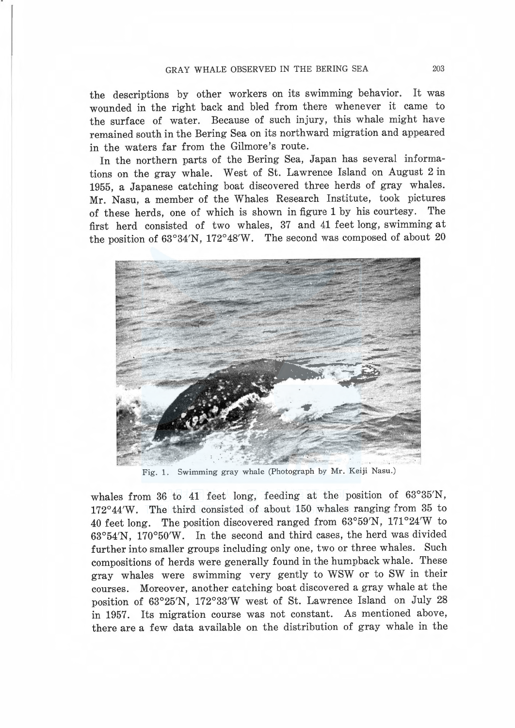the descriptions by other workers on its swimming behavior. It was wounded in the right back and bled from there whenever it came to the surface of water. Because of such injury, this whale might have remained south in the Bering Sea on its northward migration and appeared in the waters far from the Gilmore's route.

In the northern parts of the Bering Sea, Japan has several informations on the gray whale. West of St. Lawrence Island on August 2 in 1955, a Japanese catching boat discovered three herds of gray whales. Mr. Nasu, a member of the Whales Research Institute, took pictures of these herds, one of which is shown in figure 1 by his courtesy. The first herd consisted of two whales, 37 and 41 feet long, swimming at the position of 63°34′N, 172°48′W. The second was composed of about 20 whales from 36 to 41 feet long, feeding at the position of 63°35′N, 172°44′W. The third consisted of about 150 whales ranging from 35 to 40 feet long. The position discovered ranged from 63°59′N, 171°24′W to 63°54′N, 170°50′W. In the second and third cases, the herd was divided further into smaller groups including only one, two or three whales. Such compositions of herds were generally found in the humpback whale. These gray whales were swimming very gently to WSW or to SW in their courses. Moreover, another catching boat discovered a gray whale at the position of 63°25′N, 172°33′W west of St. Lawrence Island on July 28 in 1957. Its migration course was not constant. As mentioned above, there are a few data available on the distribution of gray whale in the

Fig. 1. Swimming gray whale (Photograph by Mr. Keiji Nasu.)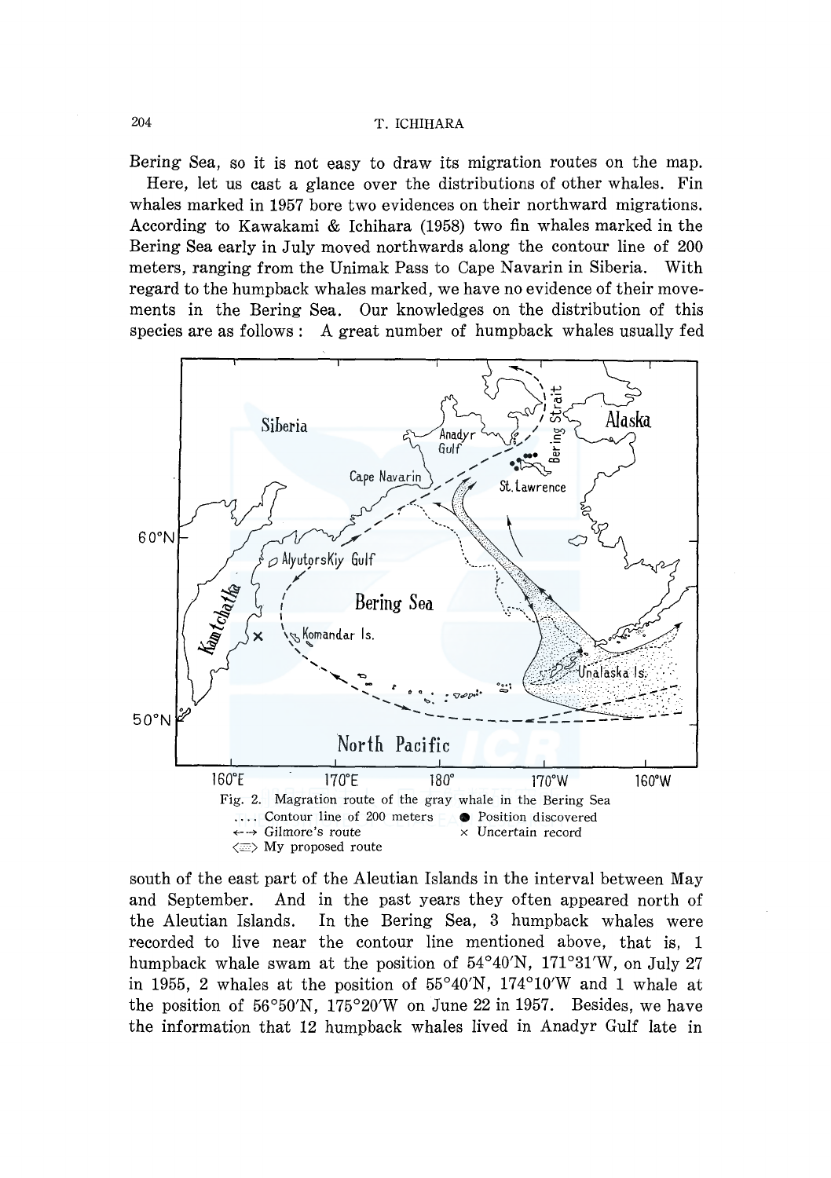Bering Sea, so it is not easy to draw its migration routes on the map.

Here, let us cast a glance over the distributions of other whales. Fin whales marked in 1957 bore two evidences on their northward migrations. According to Kawakami & Ichihara (1958) two fin whales marked in the Bering Sea early in July moved northwards along the contour line of 200 meters, ranging from the Unimak Pass to Cape Navarin in Siberia. With regard to the humpback whales marked, we have no evidence of their movements in the Bering Sea. Our knowledges on the distribution of this species are as follows: A great number of humpback whales usually fed

Fig. 2. Magration route of the gray whale in the Bering Sea
.... Contour line of 200 meters ● Position discovered
←→ Gilmore's route × Uncertain record
⟨⟩ My proposed route

south of the east part of the Aleutian Islands in the interval between May and September. And in the past years they often appeared north of the Aleutian Islands. In the Bering Sea, 3 humpback whales were recorded to live near the contour line mentioned above, that is, 1 humpback whale swam at the position of 54°40′N, 171°31′W, on July 27 in 1955, 2 whales at the position of 55°40′N, 174°10′W and 1 whale at the position of 56°50′N, 175°20′W on June 22 in 1957. Besides, we have the information that 12 humpback whales lived in Anadyr Gulf late in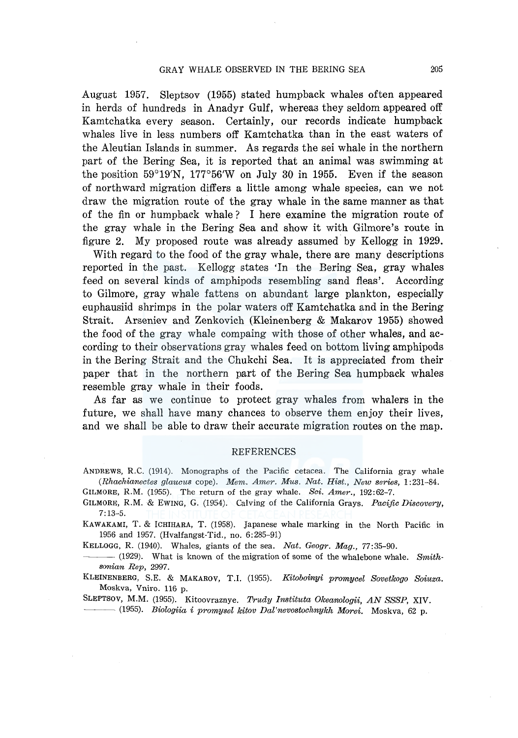August 1957. Sleptsov (1955) stated humpback whales often appeared in herds of hundreds in Anadyr Gulf, whereas they seldom appeared off Kamtchatka every season. Certainly, our records indicate humpback whales live in less numbers off Kamtchatka than in the east waters of the Aleutian Islands in summer. As regards the sei whale in the northern part of the Bering Sea, it is reported that an animal was swimming at the position 59°19′N, 177°56′W on July 30 in 1955. Even if the season of northward migration differs a little among whale species, can we not draw the migration route of the gray whale in the same manner as that of the fin or humpback whale? I here examine the migration route of the gray whale in the Bering Sea and show it with Gilmore's route in figure 2. My proposed route was already assumed by Kellogg in 1929.

With regard to the food of the gray whale, there are many descriptions reported in the past. Kellogg states 'In the Bering Sea, gray whales feed on several kinds of amphipods resembling sand fleas'. According to Gilmore, gray whale fattens on abundant large plankton, especially euphausiid shrimps in the polar waters off Kamtchatka and in the Bering Strait. Arseniev and Zenkovich (Kleinenberg & Makarov 1955) showed the food of the gray whale compaing with those of other whales, and according to their observations gray whales feed on bottom living amphipods in the Bering Strait and the Chukchi Sea. It is appreciated from their paper that in the northern part of the Bering Sea humpback whales resemble gray whale in their foods.

As far as we continue to protect gray whales from whalers in the future, we shall have many chances to observe them enjoy their lives, and we shall be able to draw their accurate migration routes on the map.

## REFERENCES

ANDREWS, R.C. (1914). Monographs of the Pacific cetacea. The California gray whale (*Rhachianectes glaucus* cope). *Mem. Amer. Mus. Nat. Hist., New series*, 1:231–84.

GILMORE, R.M. (1955). The return of the gray whale. *Sci. Amer.*, 192:62–7.

GILMORE, R.M. & EWING, G. (1954). Calving of the California Grays. *Pacific Discovery*, 7:13–5.

KAWAKAMI, T. & ICHIHARA, T. (1958). Japanese whale marking in the North Pacific in 1956 and 1957. (Hvalfangst-Tid., no. 6:285–91)

KELLOGG, R. (1940). Whales, giants of the sea. *Nat. Geogr. Mag.*, 77:35–90.

——— (1929). What is known of the migration of some of the whalebone whale. *Smithsonian Rep*, 2997.

KLEINENBERG, S.E. & MAKAROV, T.I. (1955). *Kitoboinyi promycel Sovetkogo Soiuza*. Moskva, Vniro. 116 p.

SLEPTSOV, M.M. (1955). Kitoovraznye. *Trudy Instituta Okeanologii, AN SSSP*, XIV.

——— (1955). *Biologiia i promysel kitov Dal'nevostochnykh Morei*. Moskva, 62 p.